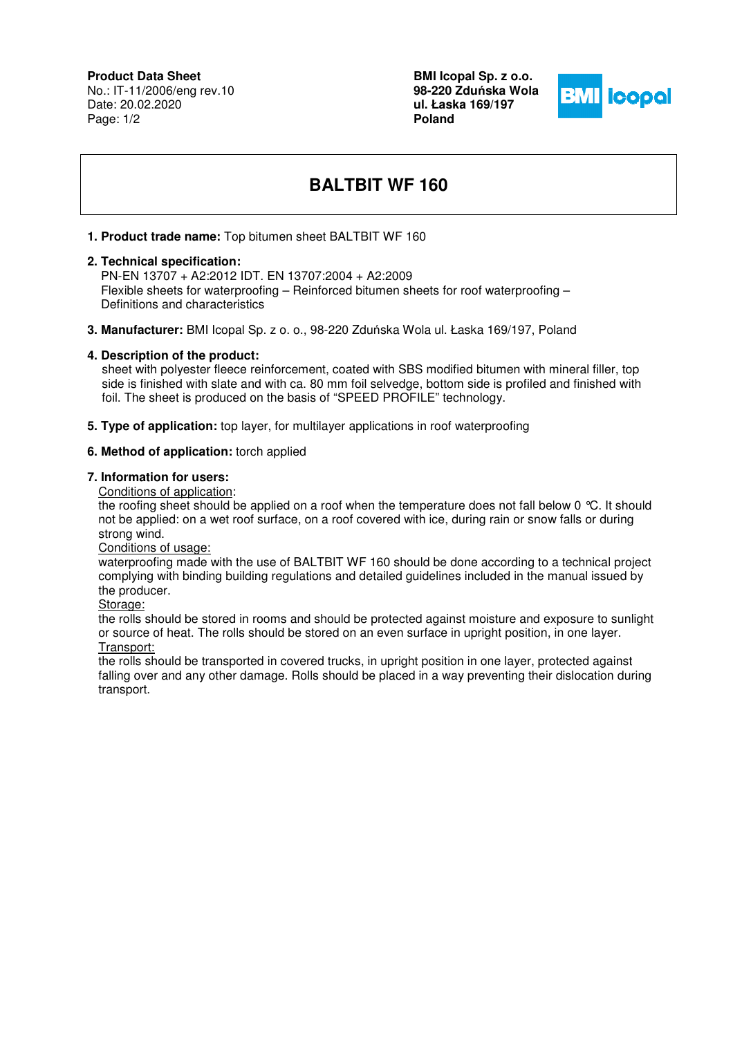**Product Data Sheet**
No.: IT-11/2006/eng rev.10
Date: 20.02.2020

**BMI Icopal Sp. z o.o.**
**98-220 Zduńska Wola**
**ul. Łaska 169/197**
**Poland**

# BALTBIT WF 160

1. **Product trade name:** Top bitumen sheet BALTBIT WF 160

2. **Technical specification:**
   PN-EN 13707 + A2:2012 IDT. EN 13707:2004 + A2:2009
   Flexible sheets for waterproofing – Reinforced bitumen sheets for roof waterproofing – Definitions and characteristics

3. **Manufacturer:** BMI Icopal Sp. z o. o., 98-220 Zduńska Wola ul. Łaska 169/197, Poland

4. **Description of the product:**
   sheet with polyester fleece reinforcement, coated with SBS modified bitumen with mineral filler, top side is finished with slate and with ca. 80 mm foil selvedge, bottom side is profiled and finished with foil. The sheet is produced on the basis of "SPEED PROFILE" technology.

5. **Type of application:** top layer, for multilayer applications in roof waterproofing

6. **Method of application:** torch applied

7. **Information for users:**

   Conditions of application:
   the roofing sheet should be applied on a roof when the temperature does not fall below 0 °C. It should not be applied: on a wet roof surface, on a roof covered with ice, during rain or snow falls or during strong wind.

   Conditions of usage:
   waterproofing made with the use of BALTBIT WF 160 should be done according to a technical project complying with binding building regulations and detailed guidelines included in the manual issued by the producer.

   Storage:
   the rolls should be stored in rooms and should be protected against moisture and exposure to sunlight or source of heat. The rolls should be stored on an even surface in upright position, in one layer.

   Transport:
   the rolls should be transported in covered trucks, in upright position in one layer, protected against falling over and any other damage. Rolls should be placed in a way preventing their dislocation during transport.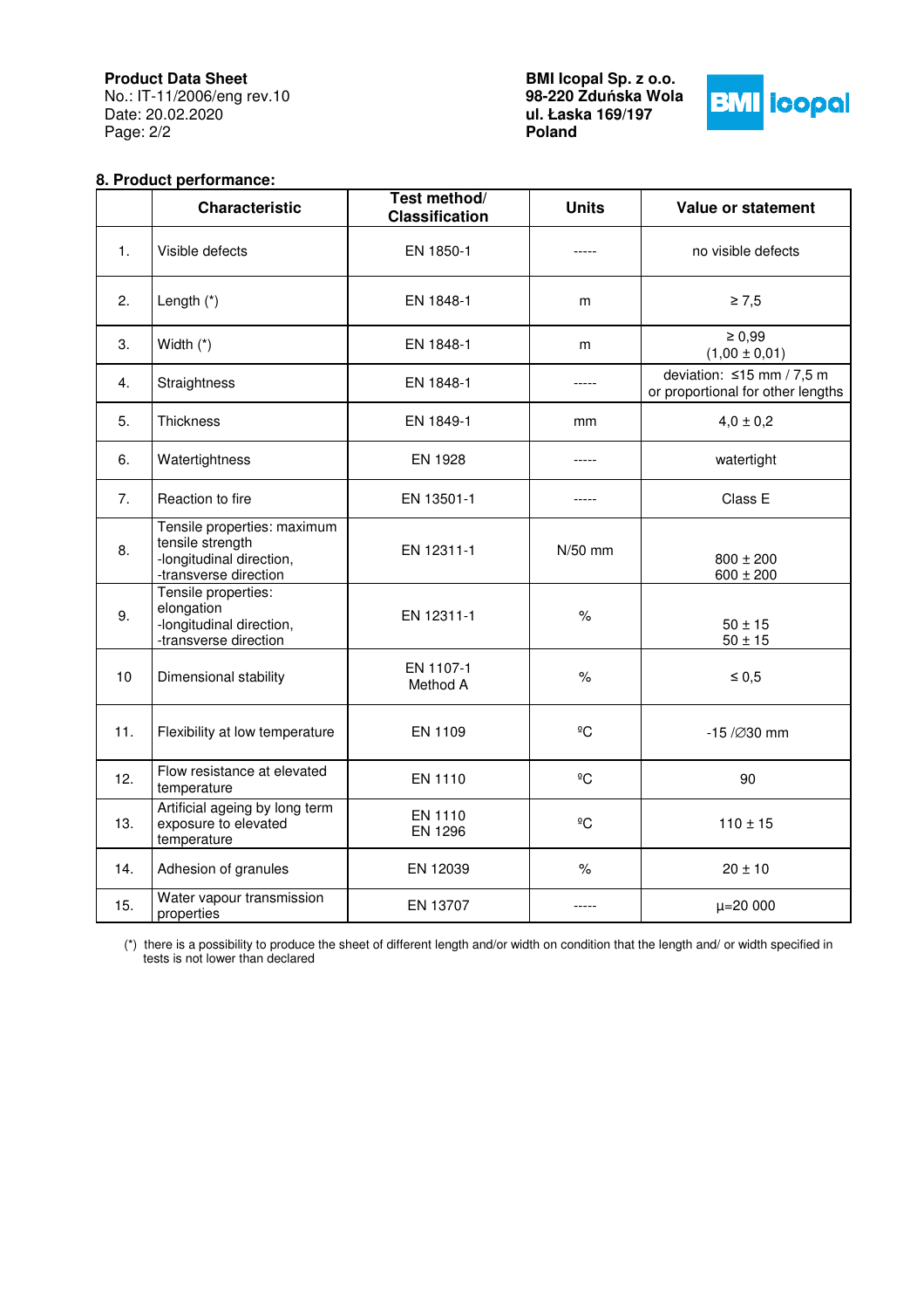**Product Data Sheet**
No.: IT-11/2006/eng rev.10
Date: 20.02.2020
Page: 2/2

**BMI Icopal Sp. z o.o.**
**98-220 Zduńska Wola**
**ul. Łaska 169/197**
**Poland**

## 8. Product performance:

| | Characteristic | Test method/ Classification | Units | Value or statement |
|---|---|---|---|---|
| 1. | Visible defects | EN 1850-1 | ----- | no visible defects |
| 2. | Length (*) | EN 1848-1 | m | ≥ 7,5 |
| 3. | Width (*) | EN 1848-1 | m | ≥ 0,99 (1,00 ± 0,01) |
| 4. | Straightness | EN 1848-1 | ----- | deviation: ≤15 mm / 7,5 m or proportional for other lengths |
| 5. | Thickness | EN 1849-1 | mm | 4,0 ± 0,2 |
| 6. | Watertightness | EN 1928 | ----- | watertight |
| 7. | Reaction to fire | EN 13501-1 | ----- | Class E |
| 8. | Tensile properties: maximum tensile strength -longitudinal direction, -transverse direction | EN 12311-1 | N/50 mm | 800 ± 200<br>600 ± 200 |
| 9. | Tensile properties: elongation -longitudinal direction, -transverse direction | EN 12311-1 | % | 50 ± 15<br>50 ± 15 |
| 10 | Dimensional stability | EN 1107-1 Method A | % | ≤ 0,5 |
| 11. | Flexibility at low temperature | EN 1109 | ºC | -15 /∅30 mm |
| 12. | Flow resistance at elevated temperature | EN 1110 | ºC | 90 |
| 13. | Artificial ageing by long term exposure to elevated temperature | EN 1110<br>EN 1296 | ºC | 110 ± 15 |
| 14. | Adhesion of granules | EN 12039 | % | 20 ± 10 |
| 15. | Water vapour transmission properties | EN 13707 | ----- | μ=20 000 |

(*) there is a possibility to produce the sheet of different length and/or width on condition that the length and/ or width specified in tests is not lower than declared